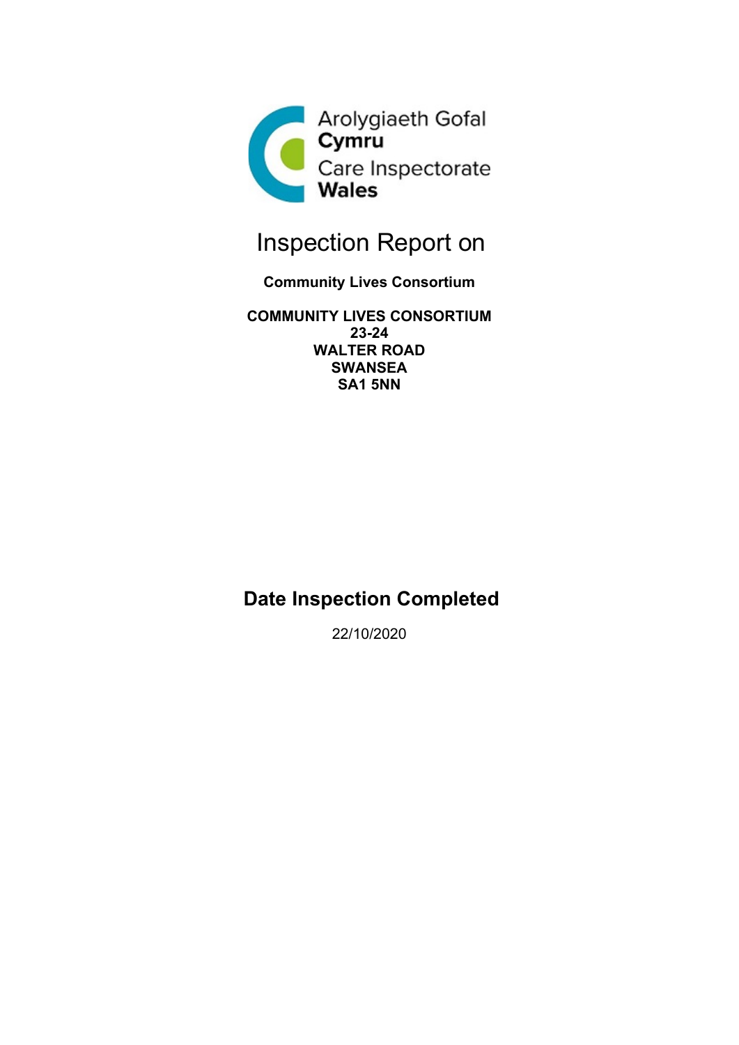Arolygiaeth Gofal
**Cymru**
Care Inspectorate
**Wales**

# Inspection Report on

**Community Lives Consortium**

**COMMUNITY LIVES CONSORTIUM**
**23-24**
**WALTER ROAD**
**SWANSEA**
**SA1 5NN**

## Date Inspection Completed

22/10/2020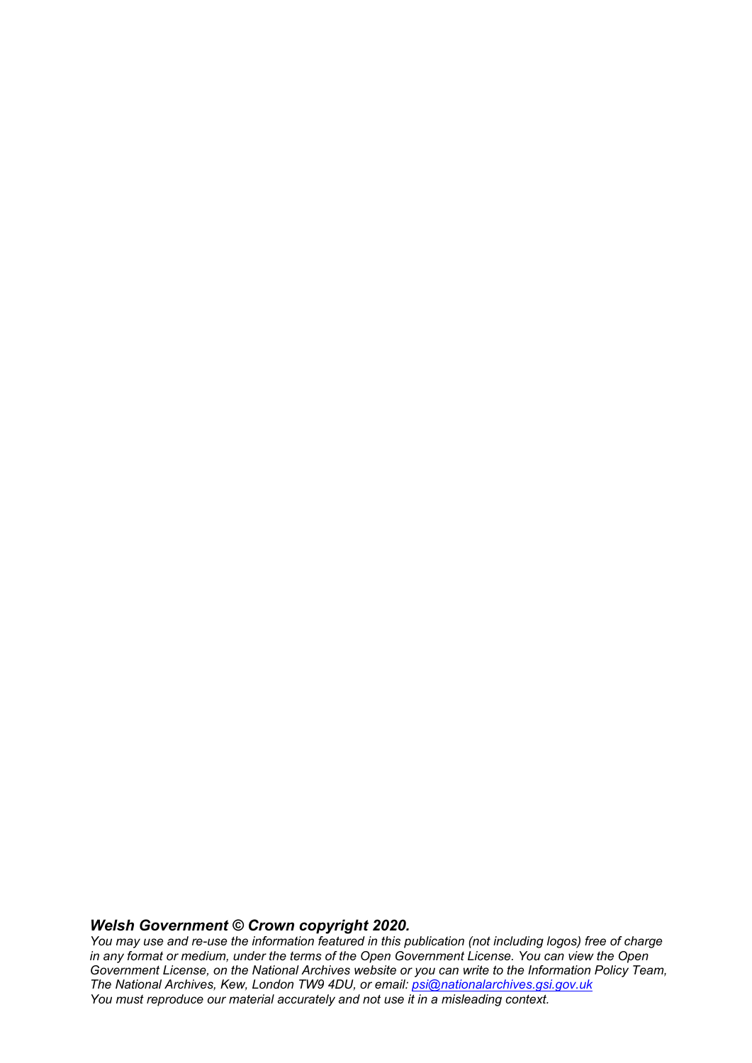***Welsh Government © Crown copyright 2020.***

*You may use and re-use the information featured in this publication (not including logos) free of charge in any format or medium, under the terms of the Open Government License. You can view the Open Government License, on the National Archives website or you can write to the Information Policy Team, The National Archives, Kew, London TW9 4DU, or email: [psi@nationalarchives.gsi.gov.uk](mailto:psi@nationalarchives.gsi.gov.uk)*
*You must reproduce our material accurately and not use it in a misleading context.*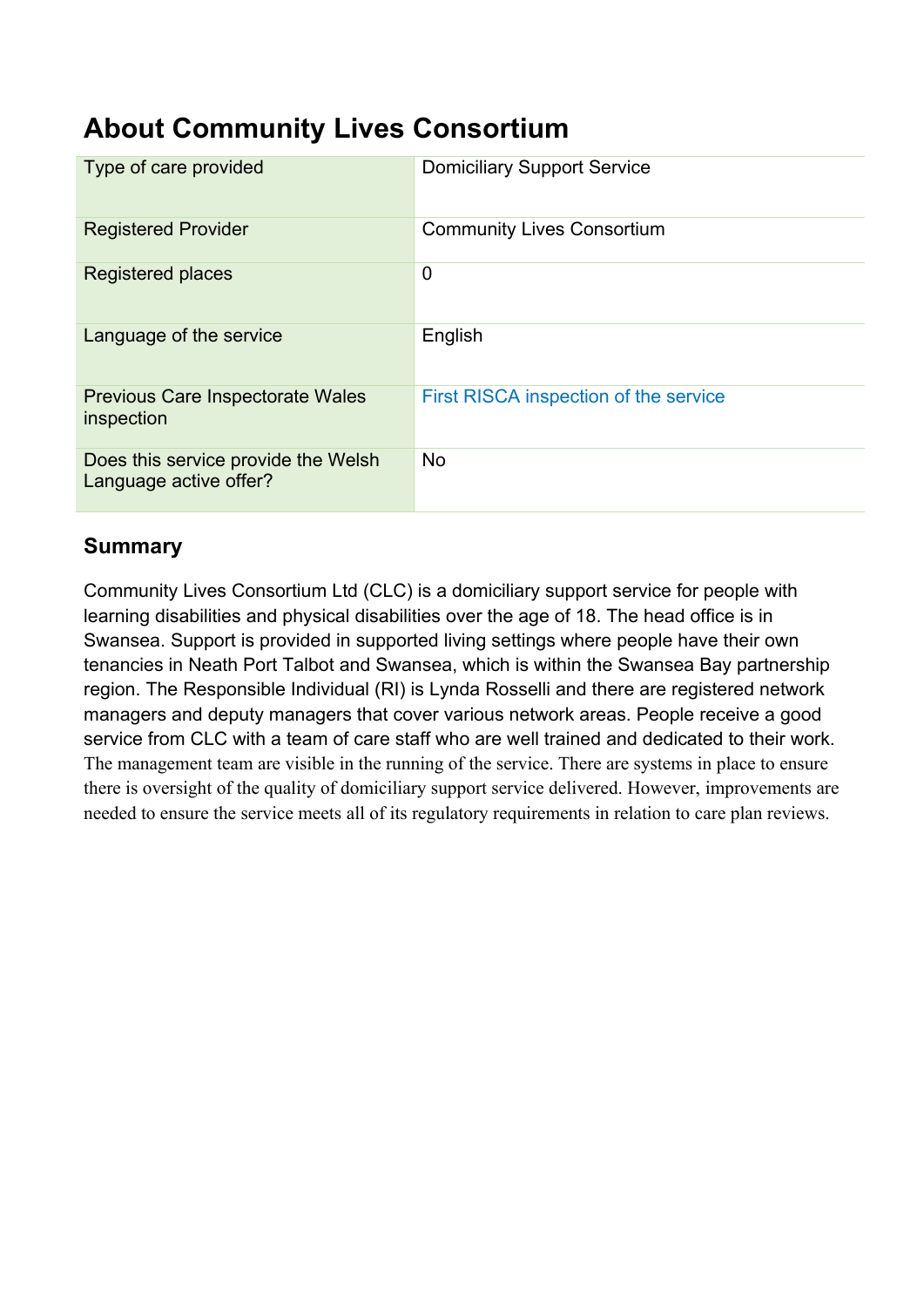# About Community Lives Consortium

| Type of care provided | Domiciliary Support Service |
|---|---|
| Registered Provider | Community Lives Consortium |
| Registered places | 0 |
| Language of the service | English |
| Previous Care Inspectorate Wales inspection | First RISCA inspection of the service |
| Does this service provide the Welsh Language active offer? | No |

## Summary

Community Lives Consortium Ltd (CLC) is a domiciliary support service for people with learning disabilities and physical disabilities over the age of 18. The head office is in Swansea. Support is provided in supported living settings where people have their own tenancies in Neath Port Talbot and Swansea, which is within the Swansea Bay partnership region. The Responsible Individual (RI) is Lynda Rosselli and there are registered network managers and deputy managers that cover various network areas. People receive a good service from CLC with a team of care staff who are well trained and dedicated to their work. The management team are visible in the running of the service. There are systems in place to ensure there is oversight of the quality of domiciliary support service delivered. However, improvements are needed to ensure the service meets all of its regulatory requirements in relation to care plan reviews.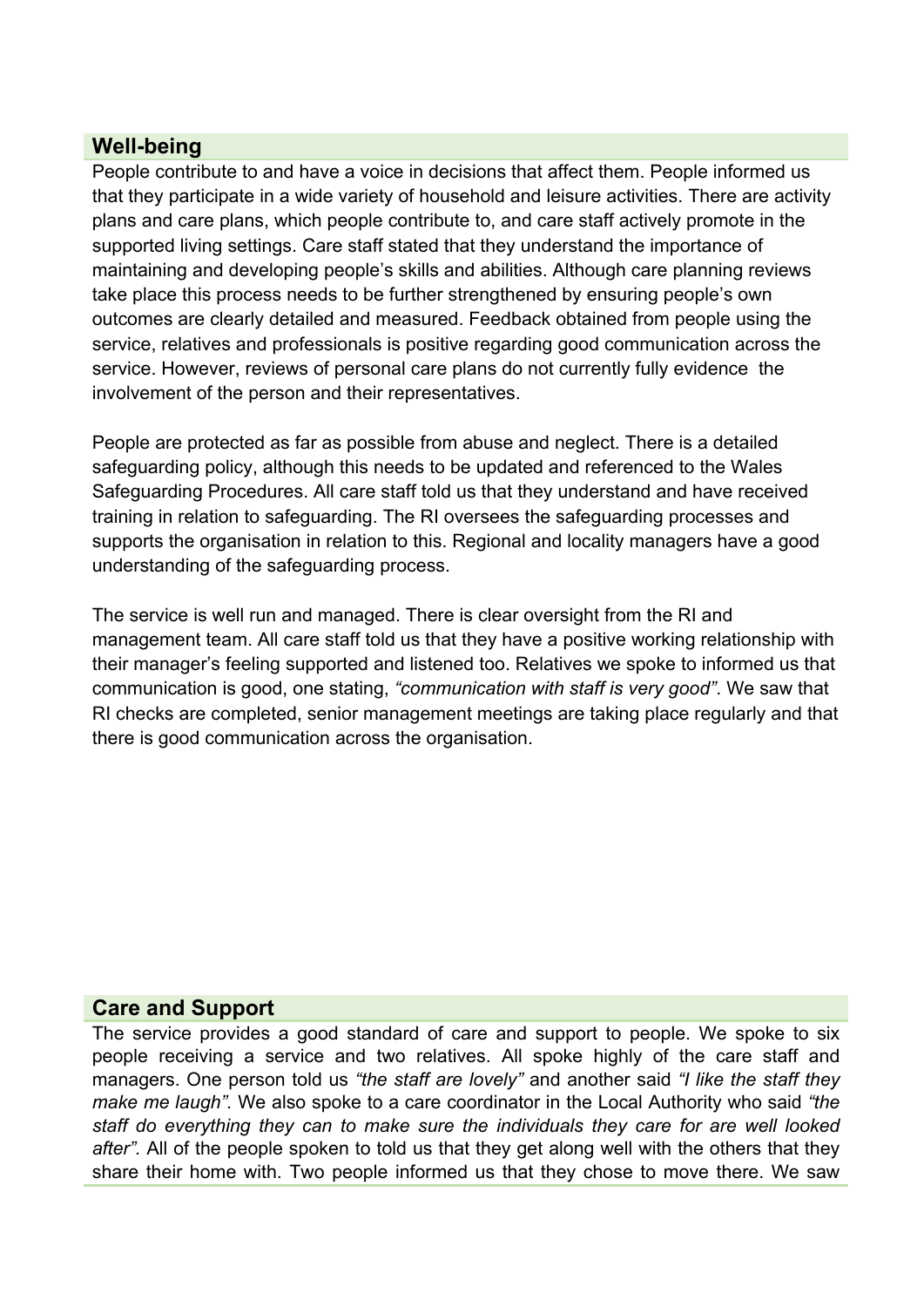## Well-being

People contribute to and have a voice in decisions that affect them. People informed us that they participate in a wide variety of household and leisure activities. There are activity plans and care plans, which people contribute to, and care staff actively promote in the supported living settings. Care staff stated that they understand the importance of maintaining and developing people's skills and abilities. Although care planning reviews take place this process needs to be further strengthened by ensuring people's own outcomes are clearly detailed and measured. Feedback obtained from people using the service, relatives and professionals is positive regarding good communication across the service. However, reviews of personal care plans do not currently fully evidence the involvement of the person and their representatives.

People are protected as far as possible from abuse and neglect. There is a detailed safeguarding policy, although this needs to be updated and referenced to the Wales Safeguarding Procedures. All care staff told us that they understand and have received training in relation to safeguarding. The RI oversees the safeguarding processes and supports the organisation in relation to this. Regional and locality managers have a good understanding of the safeguarding process.

The service is well run and managed. There is clear oversight from the RI and management team. All care staff told us that they have a positive working relationship with their manager's feeling supported and listened too. Relatives we spoke to informed us that communication is good, one stating, *"communication with staff is very good"*. We saw that RI checks are completed, senior management meetings are taking place regularly and that there is good communication across the organisation.

## Care and Support

The service provides a good standard of care and support to people. We spoke to six people receiving a service and two relatives. All spoke highly of the care staff and managers. One person told us *"the staff are lovely"* and another said *"I like the staff they make me laugh"*. We also spoke to a care coordinator in the Local Authority who said *"the staff do everything they can to make sure the individuals they care for are well looked after"*. All of the people spoken to told us that they get along well with the others that they share their home with. Two people informed us that they chose to move there. We saw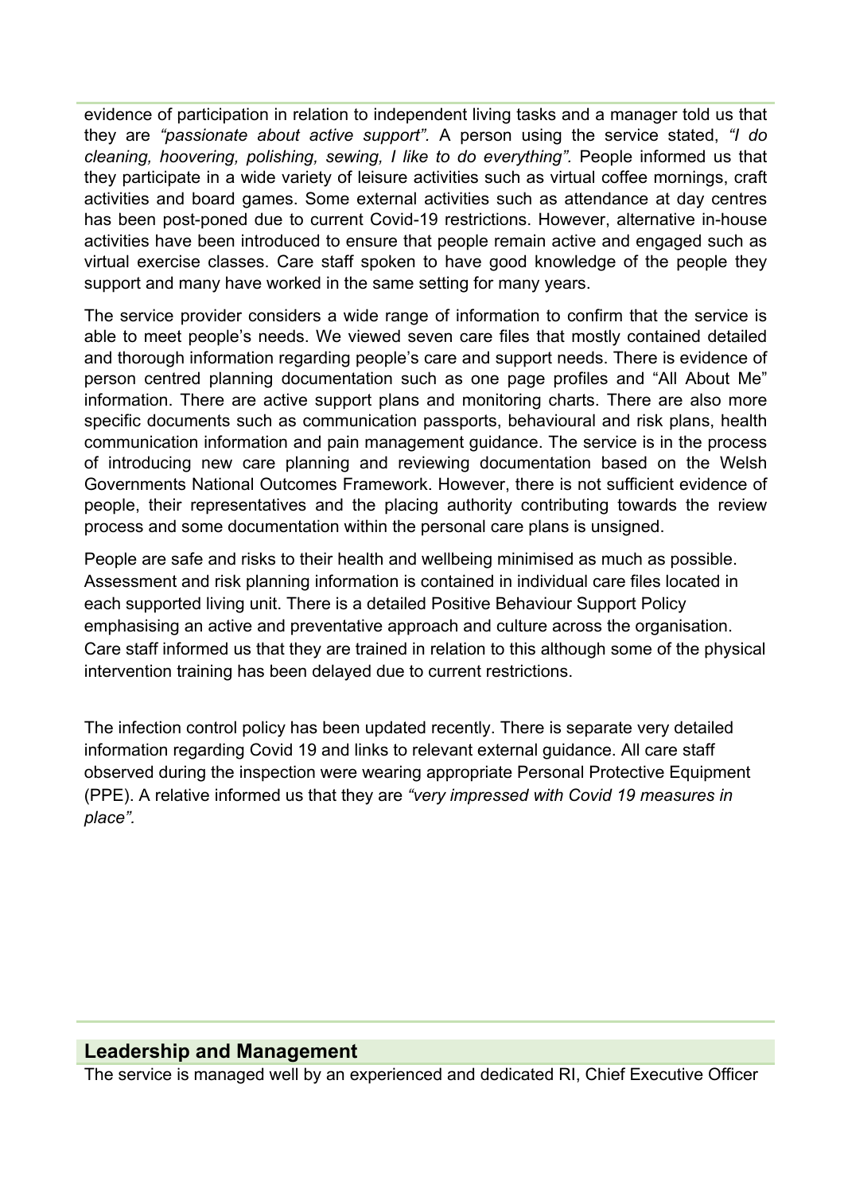evidence of participation in relation to independent living tasks and a manager told us that they are *"passionate about active support"*. A person using the service stated, *"I do cleaning, hoovering, polishing, sewing, I like to do everything".* People informed us that they participate in a wide variety of leisure activities such as virtual coffee mornings, craft activities and board games. Some external activities such as attendance at day centres has been post-poned due to current Covid-19 restrictions. However, alternative in-house activities have been introduced to ensure that people remain active and engaged such as virtual exercise classes. Care staff spoken to have good knowledge of the people they support and many have worked in the same setting for many years.

The service provider considers a wide range of information to confirm that the service is able to meet people's needs. We viewed seven care files that mostly contained detailed and thorough information regarding people's care and support needs. There is evidence of person centred planning documentation such as one page profiles and "All About Me" information. There are active support plans and monitoring charts. There are also more specific documents such as communication passports, behavioural and risk plans, health communication information and pain management guidance. The service is in the process of introducing new care planning and reviewing documentation based on the Welsh Governments National Outcomes Framework. However, there is not sufficient evidence of people, their representatives and the placing authority contributing towards the review process and some documentation within the personal care plans is unsigned.

People are safe and risks to their health and wellbeing minimised as much as possible. Assessment and risk planning information is contained in individual care files located in each supported living unit. There is a detailed Positive Behaviour Support Policy emphasising an active and preventative approach and culture across the organisation. Care staff informed us that they are trained in relation to this although some of the physical intervention training has been delayed due to current restrictions.

The infection control policy has been updated recently. There is separate very detailed information regarding Covid 19 and links to relevant external guidance. All care staff observed during the inspection were wearing appropriate Personal Protective Equipment (PPE). A relative informed us that they are *"very impressed with Covid 19 measures in place".*

## Leadership and Management

The service is managed well by an experienced and dedicated RI, Chief Executive Officer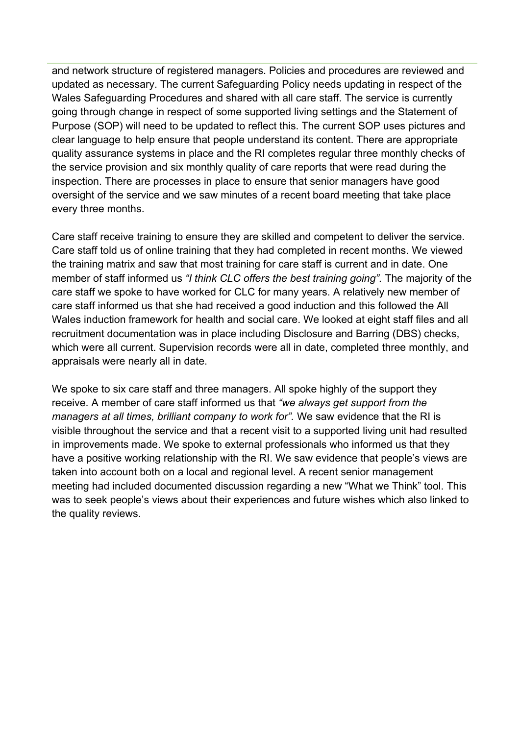and network structure of registered managers. Policies and procedures are reviewed and updated as necessary. The current Safeguarding Policy needs updating in respect of the Wales Safeguarding Procedures and shared with all care staff. The service is currently going through change in respect of some supported living settings and the Statement of Purpose (SOP) will need to be updated to reflect this. The current SOP uses pictures and clear language to help ensure that people understand its content. There are appropriate quality assurance systems in place and the RI completes regular three monthly checks of the service provision and six monthly quality of care reports that were read during the inspection. There are processes in place to ensure that senior managers have good oversight of the service and we saw minutes of a recent board meeting that take place every three months.

Care staff receive training to ensure they are skilled and competent to deliver the service. Care staff told us of online training that they had completed in recent months. We viewed the training matrix and saw that most training for care staff is current and in date. One member of staff informed us *"I think CLC offers the best training going"*. The majority of the care staff we spoke to have worked for CLC for many years. A relatively new member of care staff informed us that she had received a good induction and this followed the All Wales induction framework for health and social care. We looked at eight staff files and all recruitment documentation was in place including Disclosure and Barring (DBS) checks, which were all current. Supervision records were all in date, completed three monthly, and appraisals were nearly all in date.

We spoke to six care staff and three managers. All spoke highly of the support they receive. A member of care staff informed us that *"we always get support from the managers at all times, brilliant company to work for"*. We saw evidence that the RI is visible throughout the service and that a recent visit to a supported living unit had resulted in improvements made. We spoke to external professionals who informed us that they have a positive working relationship with the RI. We saw evidence that people's views are taken into account both on a local and regional level. A recent senior management meeting had included documented discussion regarding a new "What we Think" tool. This was to seek people's views about their experiences and future wishes which also linked to the quality reviews.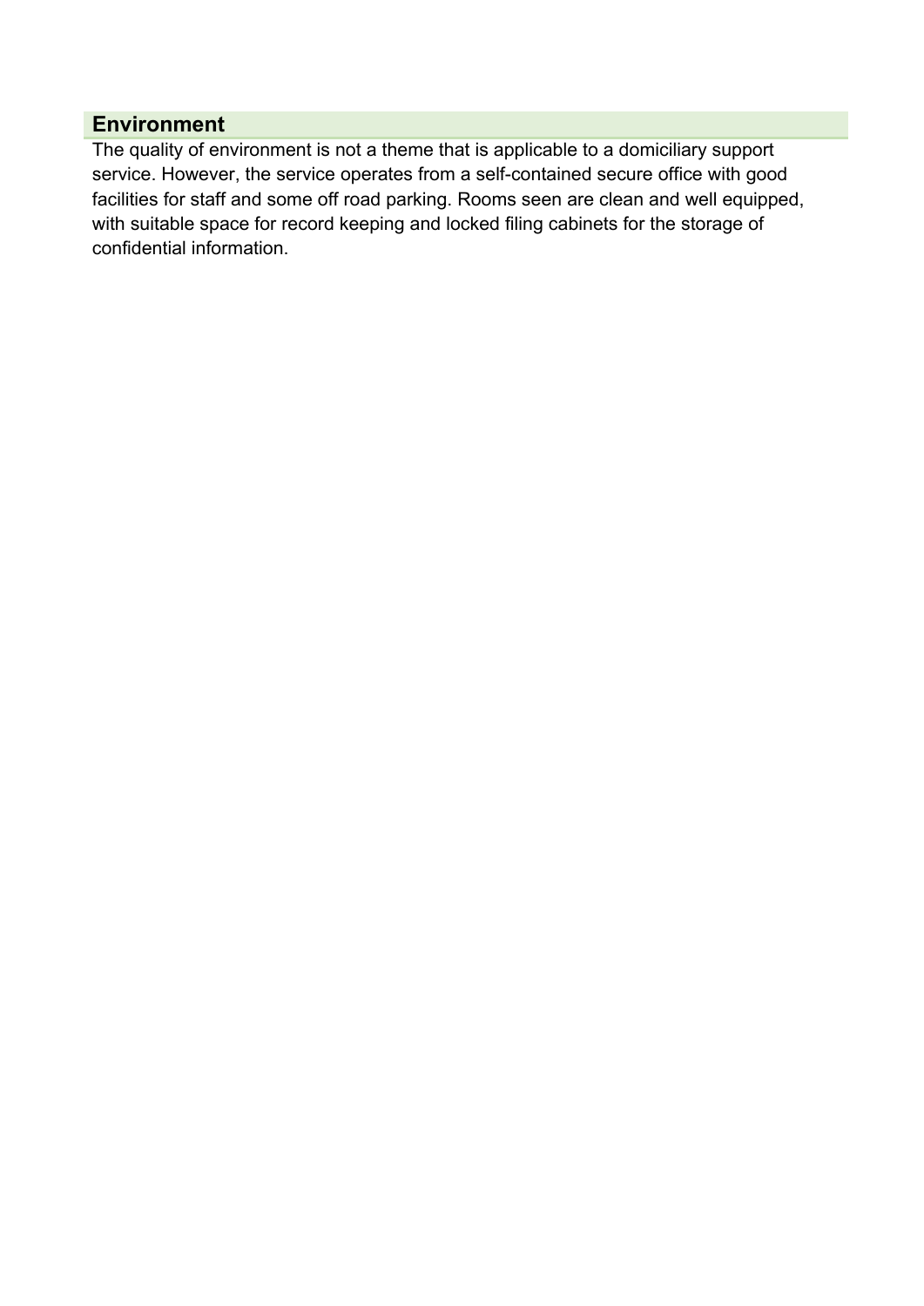## Environment

The quality of environment is not a theme that is applicable to a domiciliary support service. However, the service operates from a self-contained secure office with good facilities for staff and some off road parking. Rooms seen are clean and well equipped, with suitable space for record keeping and locked filing cabinets for the storage of confidential information.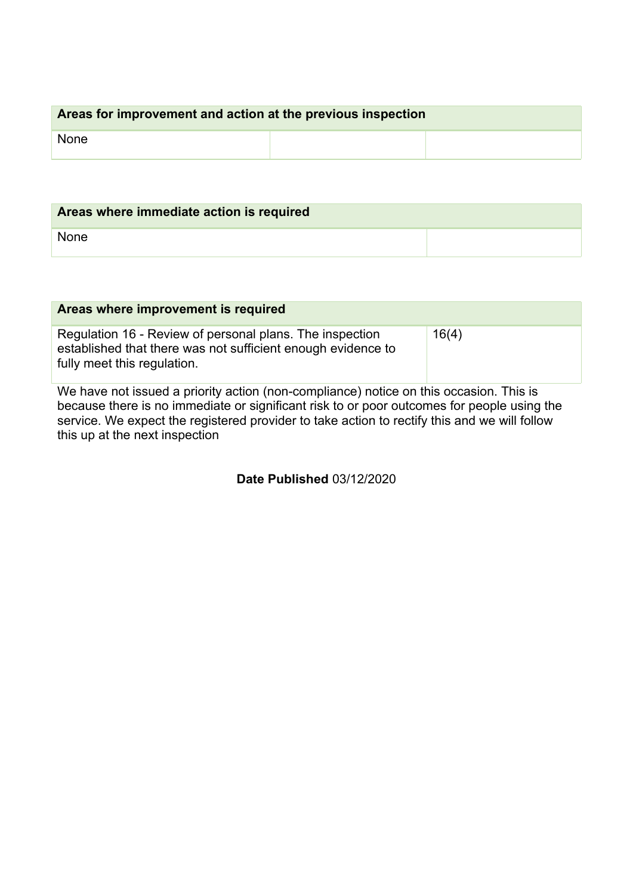| Areas for improvement and action at the previous inspection | | |
|---|---|---|
| None | | |

| Areas where immediate action is required | |
|---|---|
| None | |

| Areas where improvement is required | |
|---|---|
| Regulation 16 - Review of personal plans. The inspection established that there was not sufficient enough evidence to fully meet this regulation. | 16(4) |

We have not issued a priority action (non-compliance) notice on this occasion. This is because there is no immediate or significant risk to or poor outcomes for people using the service. We expect the registered provider to take action to rectify this and we will follow this up at the next inspection

**Date Published** 03/12/2020